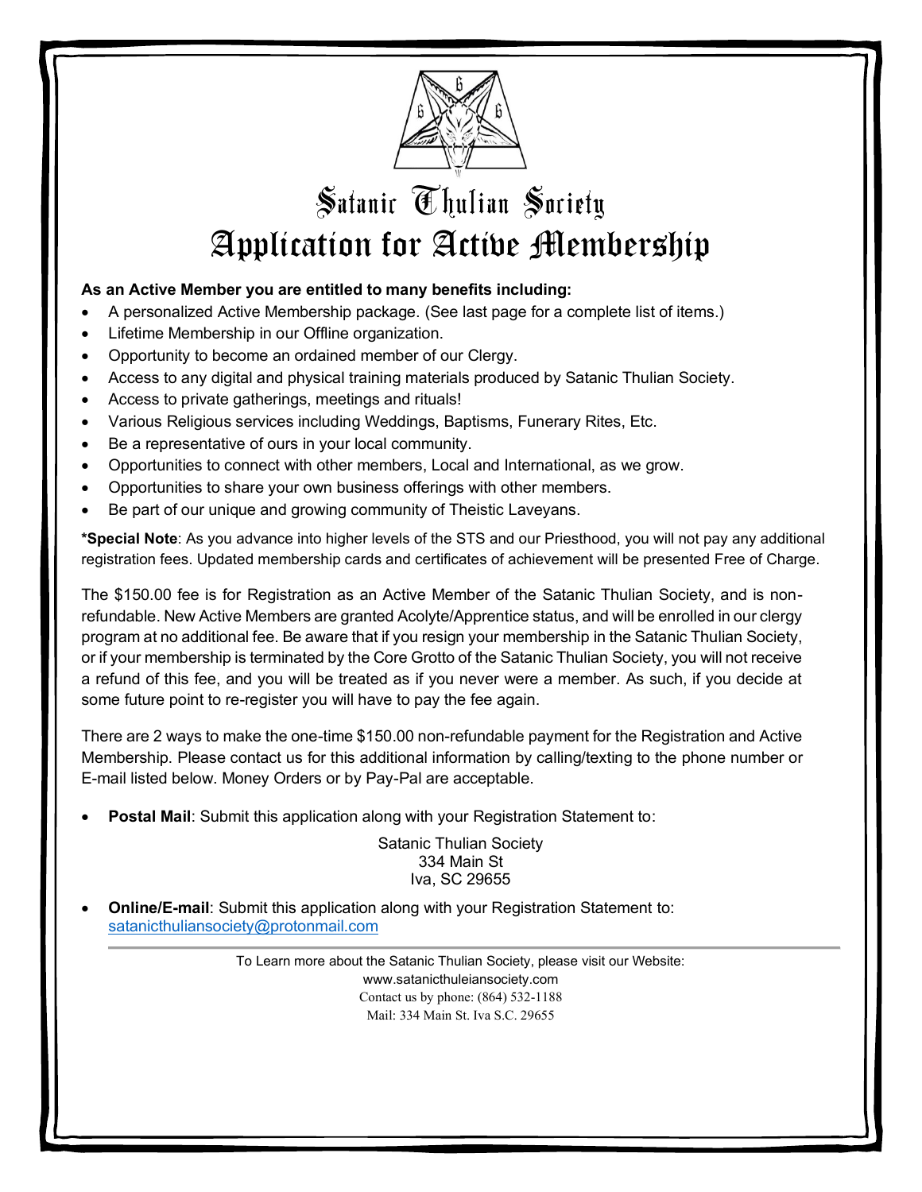# Satanic Thulian Society

# Application for Active Membership

**As an Active Member you are entitled to many benefits including:**

- A personalized Active Membership package. (See last page for a complete list of items.)
- Lifetime Membership in our Offline organization.
- Opportunity to become an ordained member of our Clergy.
- Access to any digital and physical training materials produced by Satanic Thulian Society.
- Access to private gatherings, meetings and rituals!
- Various Religious services including Weddings, Baptisms, Funerary Rites, Etc.
- Be a representative of ours in your local community.
- Opportunities to connect with other members, Local and International, as we grow.
- Opportunities to share your own business offerings with other members.
- Be part of our unique and growing community of Theistic Laveyans.

***Special Note**: As you advance into higher levels of the STS and our Priesthood, you will not pay any additional registration fees. Updated membership cards and certificates of achievement will be presented Free of Charge.

The $150.00 fee is for Registration as an Active Member of the Satanic Thulian Society, and is non-refundable. New Active Members are granted Acolyte/Apprentice status, and will be enrolled in our clergy program at no additional fee. Be aware that if you resign your membership in the Satanic Thulian Society, or if your membership is terminated by the Core Grotto of the Satanic Thulian Society, you will not receive a refund of this fee, and you will be treated as if you never were a member. As such, if you decide at some future point to re-register you will have to pay the fee again.

There are 2 ways to make the one-time $150.00 non-refundable payment for the Registration and Active Membership. Please contact us for this additional information by calling/texting to the phone number or E-mail listed below. Money Orders or by Pay-Pal are acceptable.

- **Postal Mail**: Submit this application along with your Registration Statement to:

  Satanic Thulian Society
  334 Main St
  Iva, SC 29655

- **Online/E-mail**: Submit this application along with your Registration Statement to: satanicthuliansociety@protonmail.com

---

To Learn more about the Satanic Thulian Society, please visit our Website:
www.satanicthuleiansociety.com
Contact us by phone: (864) 532-1188
Mail: 334 Main St. Iva S.C. 29655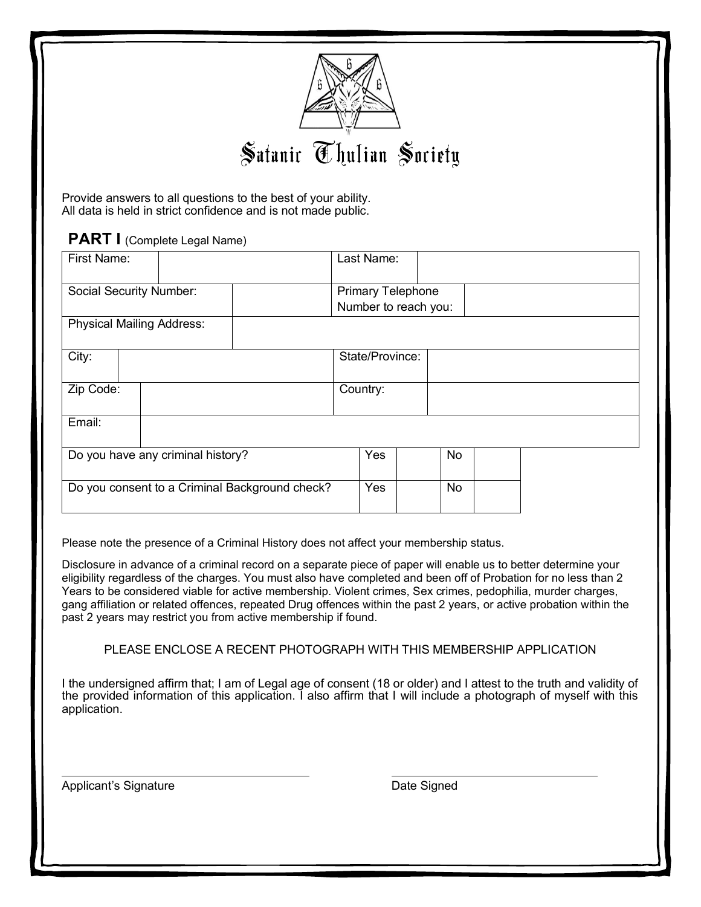# Satanic Thulian Society

Provide answers to all questions to the best of your ability.
All data is held in strict confidence and is not made public.

## PART I (Complete Legal Name)

| First Name: | | Last Name: | |
|---|---|---|---|
| Social Security Number: | | Primary Telephone Number to reach you: | |
| Physical Mailing Address: | | | |
| City: | | State/Province: | |
| Zip Code: | | Country: | |
| Email: | | | |

| | | | | |
|---|---|---|---|---|
| Do you have any criminal history? | Yes | | No | |
| Do you consent to a Criminal Background check? | Yes | | No | |

Please note the presence of a Criminal History does not affect your membership status.

Disclosure in advance of a criminal record on a separate piece of paper will enable us to better determine your eligibility regardless of the charges. You must also have completed and been off of Probation for no less than 2 Years to be considered viable for active membership. Violent crimes, Sex crimes, pedophilia, murder charges, gang affiliation or related offences, repeated Drug offences within the past 2 years, or active probation within the past 2 years may restrict you from active membership if found.

PLEASE ENCLOSE A RECENT PHOTOGRAPH WITH THIS MEMBERSHIP APPLICATION

I the undersigned affirm that; I am of Legal age of consent (18 or older) and I attest to the truth and validity of the provided information of this application. I also affirm that I will include a photograph of myself with this application.

Applicant's Signature ______________________ Date Signed ______________________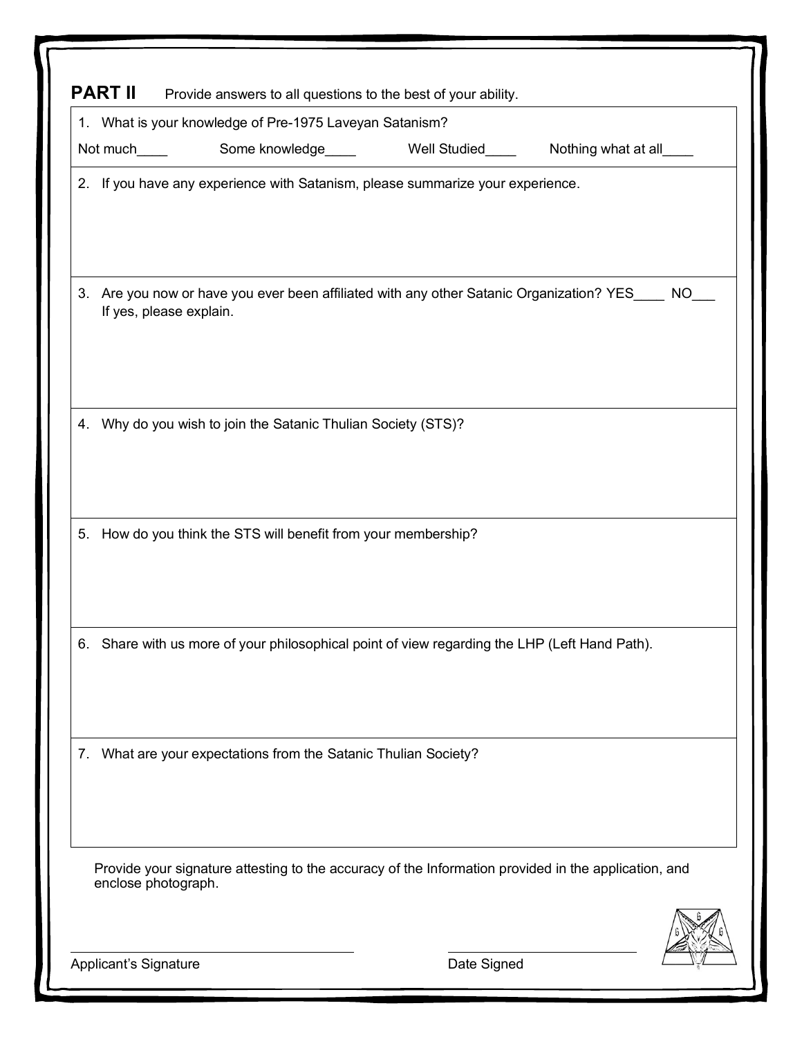## PART II

Provide answers to all questions to the best of your ability.

1. What is your knowledge of Pre-1975 Laveyan Satanism?

   Not much____ Some knowledge____ Well Studied____ Nothing what at all____

2. If you have any experience with Satanism, please summarize your experience.

3. Are you now or have you ever been affiliated with any other Satanic Organization? YES____ NO___
   If yes, please explain.

4. Why do you wish to join the Satanic Thulian Society (STS)?

5. How do you think the STS will benefit from your membership?

6. Share with us more of your philosophical point of view regarding the LHP (Left Hand Path).

7. What are your expectations from the Satanic Thulian Society?

Provide your signature attesting to the accuracy of the Information provided in the application, and enclose photograph.

________________________________ ________________________

Applicant's Signature Date Signed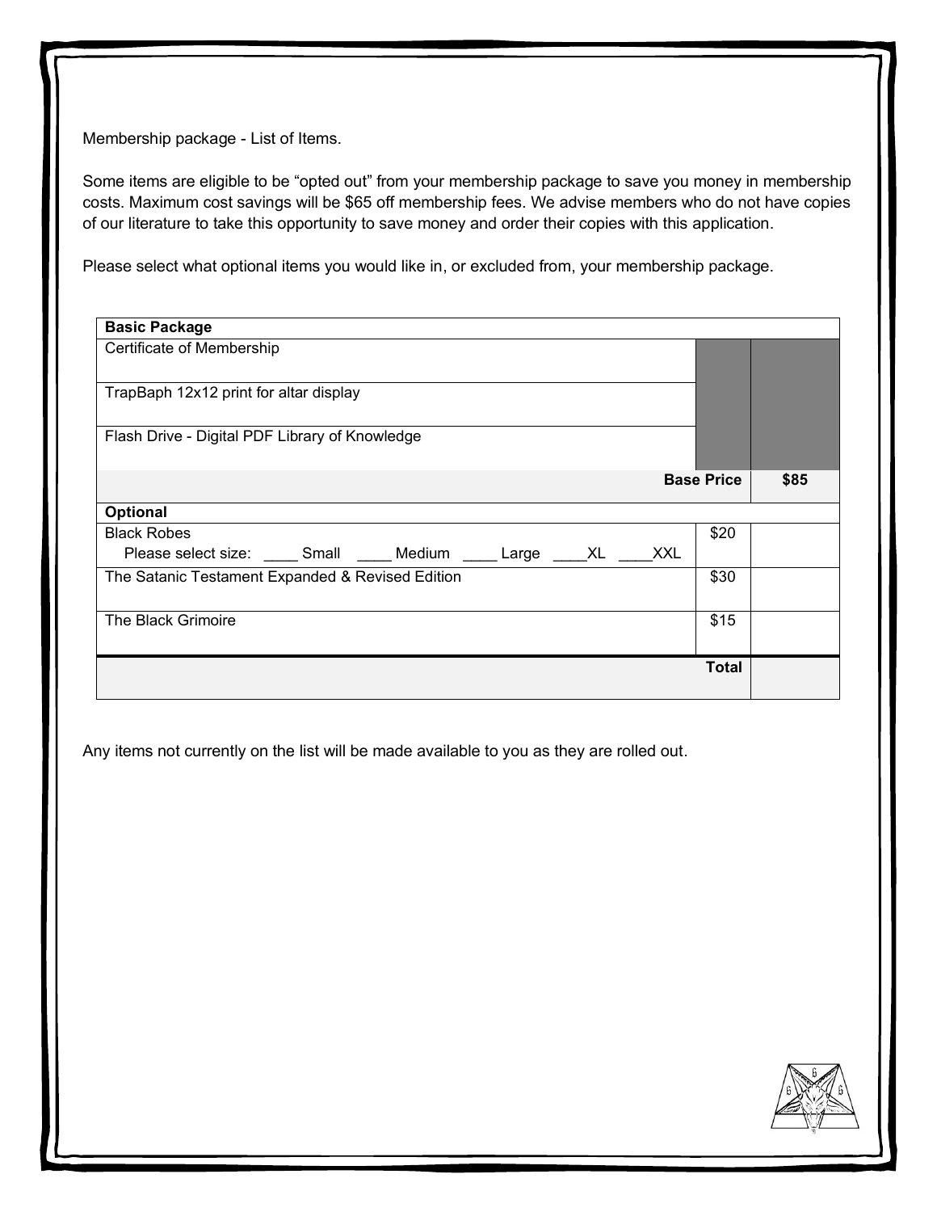Membership package - List of Items.

Some items are eligible to be "opted out" from your membership package to save you money in membership costs. Maximum cost savings will be $65 off membership fees. We advise members who do not have copies of our literature to take this opportunity to save money and order their copies with this application.

Please select what optional items you would like in, or excluded from, your membership package.

| | | |
|---|---|---|
| **Basic Package** | | |
| Certificate of Membership | | |
| TrapBaph 12x12 print for altar display | | |
| Flash Drive - Digital PDF Library of Knowledge | | |
| | **Base Price** | **$85** |
| **Optional** | | |
| Black Robes<br>Please select size: ____ Small ____ Medium ____ Large ____XL ____XXL | $20 | |
| The Satanic Testament Expanded & Revised Edition | $30 | |
| The Black Grimoire | $15 | |
| | **Total** | |

Any items not currently on the list will be made available to you as they are rolled out.